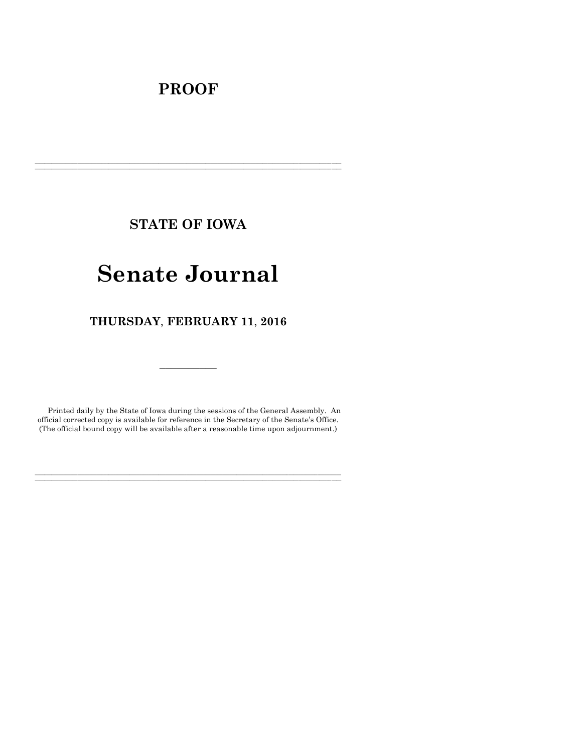# PROOF

---

## STATE OF IOWA

# Senate Journal

## THURSDAY, FEBRUARY 11, 2016

---

Printed daily by the State of Iowa during the sessions of the General Assembly. An official corrected copy is available for reference in the Secretary of the Senate's Office. (The official bound copy will be available after a reasonable time upon adjournment.)

---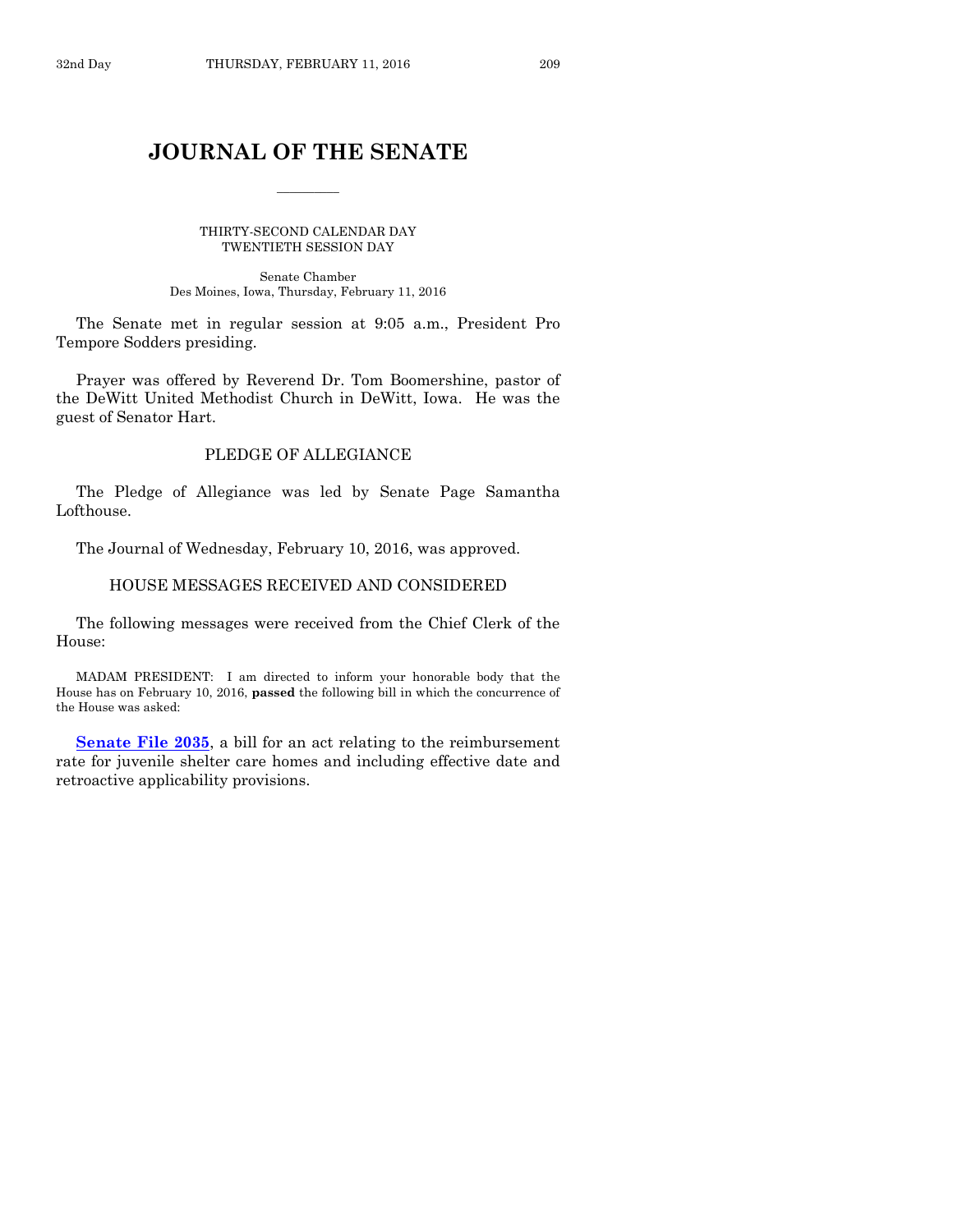# JOURNAL OF THE SENATE

THIRTY-SECOND CALENDAR DAY
TWENTIETH SESSION DAY

Senate Chamber
Des Moines, Iowa, Thursday, February 11, 2016

The Senate met in regular session at 9:05 a.m., President Pro Tempore Sodders presiding.

Prayer was offered by Reverend Dr. Tom Boomershine, pastor of the DeWitt United Methodist Church in DeWitt, Iowa. He was the guest of Senator Hart.

## PLEDGE OF ALLEGIANCE

The Pledge of Allegiance was led by Senate Page Samantha Lofthouse.

The Journal of Wednesday, February 10, 2016, was approved.

## HOUSE MESSAGES RECEIVED AND CONSIDERED

The following messages were received from the Chief Clerk of the House:

MADAM PRESIDENT: I am directed to inform your honorable body that the House has on February 10, 2016, **passed** the following bill in which the concurrence of the House was asked:

**Senate File 2035**, a bill for an act relating to the reimbursement rate for juvenile shelter care homes and including effective date and retroactive applicability provisions.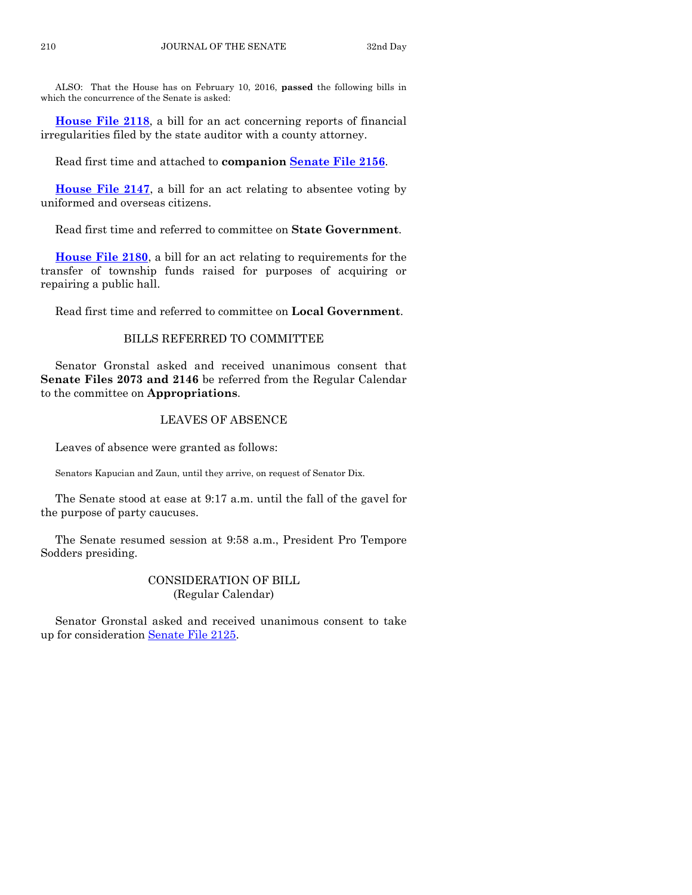ALSO: That the House has on February 10, 2016, **passed** the following bills in which the concurrence of the Senate is asked:

**House File 2118**, a bill for an act concerning reports of financial irregularities filed by the state auditor with a county attorney.

Read first time and attached to **companion Senate File 2156**.

**House File 2147**, a bill for an act relating to absentee voting by uniformed and overseas citizens.

Read first time and referred to committee on **State Government**.

**House File 2180**, a bill for an act relating to requirements for the transfer of township funds raised for purposes of acquiring or repairing a public hall.

Read first time and referred to committee on **Local Government**.

## BILLS REFERRED TO COMMITTEE

Senator Gronstal asked and received unanimous consent that **Senate Files 2073 and 2146** be referred from the Regular Calendar to the committee on **Appropriations**.

## LEAVES OF ABSENCE

Leaves of absence were granted as follows:

Senators Kapucian and Zaun, until they arrive, on request of Senator Dix.

The Senate stood at ease at 9:17 a.m. until the fall of the gavel for the purpose of party caucuses.

The Senate resumed session at 9:58 a.m., President Pro Tempore Sodders presiding.

## CONSIDERATION OF BILL
(Regular Calendar)

Senator Gronstal asked and received unanimous consent to take up for consideration Senate File 2125.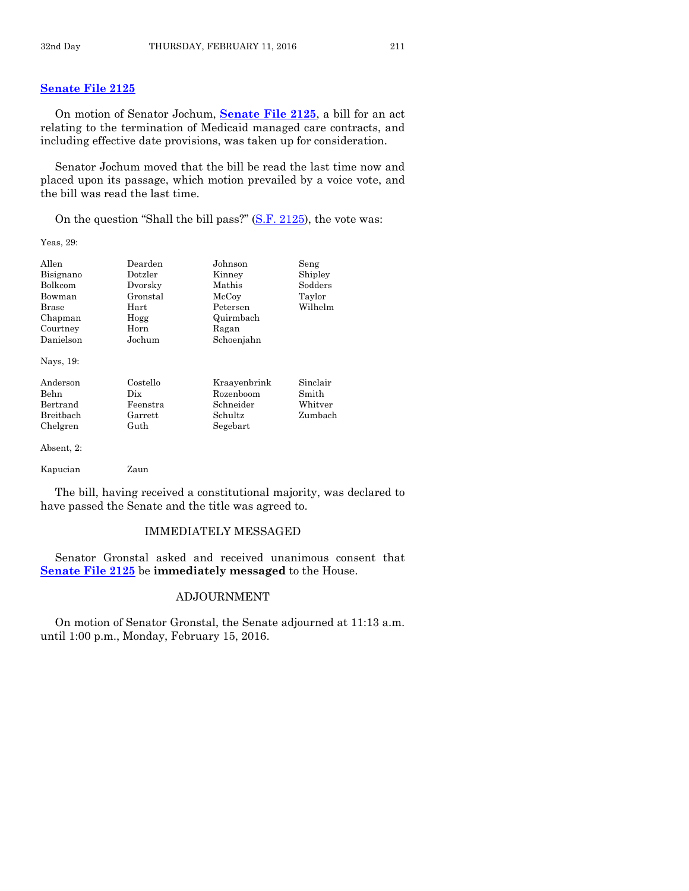**Senate File 2125**

On motion of Senator Jochum, **Senate File 2125**, a bill for an act relating to the termination of Medicaid managed care contracts, and including effective date provisions, was taken up for consideration.

Senator Jochum moved that the bill be read the last time now and placed upon its passage, which motion prevailed by a voice vote, and the bill was read the last time.

On the question "Shall the bill pass?" (S.F. 2125), the vote was:

Yeas, 29:

| | | | |
|---|---|---|---|
| Allen | Dearden | Johnson | Seng |
| Bisignano | Dotzler | Kinney | Shipley |
| Bolkcom | Dvorsky | Mathis | Sodders |
| Bowman | Gronstal | McCoy | Taylor |
| Brase | Hart | Petersen | Wilhelm |
| Chapman | Hogg | Quirmbach | |
| Courtney | Horn | Ragan | |
| Danielson | Jochum | Schoenjahn | |

Nays, 19:

| | | | |
|---|---|---|---|
| Anderson | Costello | Kraayenbrink | Sinclair |
| Behn | Dix | Rozenboom | Smith |
| Bertrand | Feenstra | Schneider | Whitver |
| Breitbach | Garrett | Schultz | Zumbach |
| Chelgren | Guth | Segebart | |

Absent, 2:

| | |
|---|---|
| Kapucian | Zaun |

The bill, having received a constitutional majority, was declared to have passed the Senate and the title was agreed to.

## IMMEDIATELY MESSAGED

Senator Gronstal asked and received unanimous consent that **Senate File 2125** be **immediately messaged** to the House.

## ADJOURNMENT

On motion of Senator Gronstal, the Senate adjourned at 11:13 a.m. until 1:00 p.m., Monday, February 15, 2016.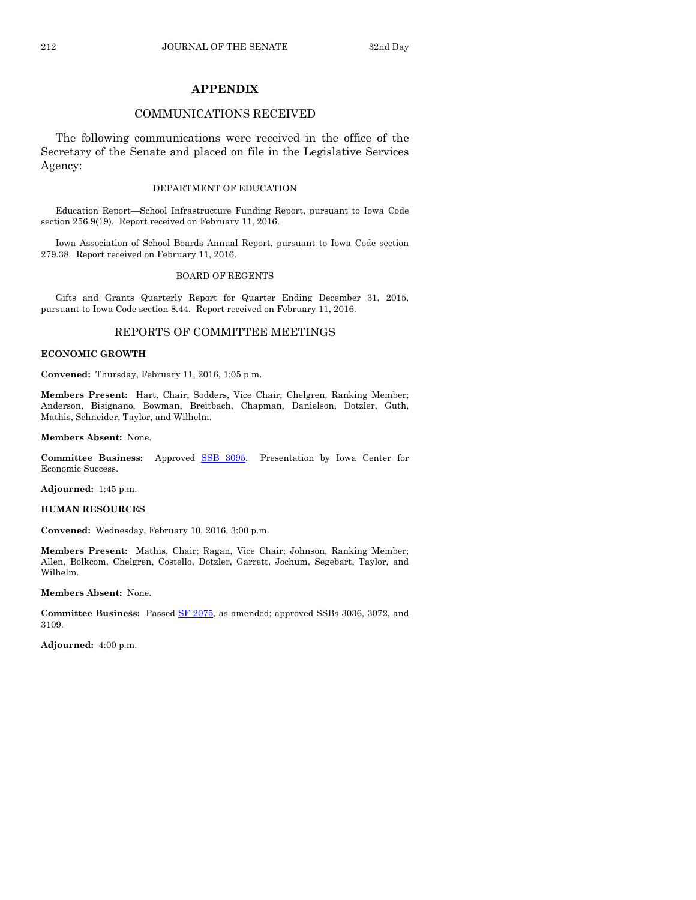# APPENDIX

## COMMUNICATIONS RECEIVED

The following communications were received in the office of the Secretary of the Senate and placed on file in the Legislative Services Agency:

### DEPARTMENT OF EDUCATION

Education Report—School Infrastructure Funding Report, pursuant to Iowa Code section 256.9(19). Report received on February 11, 2016.

Iowa Association of School Boards Annual Report, pursuant to Iowa Code section 279.38. Report received on February 11, 2016.

### BOARD OF REGENTS

Gifts and Grants Quarterly Report for Quarter Ending December 31, 2015, pursuant to Iowa Code section 8.44. Report received on February 11, 2016.

## REPORTS OF COMMITTEE MEETINGS

**ECONOMIC GROWTH**

**Convened:** Thursday, February 11, 2016, 1:05 p.m.

**Members Present:** Hart, Chair; Sodders, Vice Chair; Chelgren, Ranking Member; Anderson, Bisignano, Bowman, Breitbach, Chapman, Danielson, Dotzler, Guth, Mathis, Schneider, Taylor, and Wilhelm.

**Members Absent:** None.

**Committee Business:** Approved SSB 3095. Presentation by Iowa Center for Economic Success.

**Adjourned:** 1:45 p.m.

**HUMAN RESOURCES**

**Convened:** Wednesday, February 10, 2016, 3:00 p.m.

**Members Present:** Mathis, Chair; Ragan, Vice Chair; Johnson, Ranking Member; Allen, Bolkcom, Chelgren, Costello, Dotzler, Garrett, Jochum, Segebart, Taylor, and Wilhelm.

**Members Absent:** None.

**Committee Business:** Passed SF 2075, as amended; approved SSBs 3036, 3072, and 3109.

**Adjourned:** 4:00 p.m.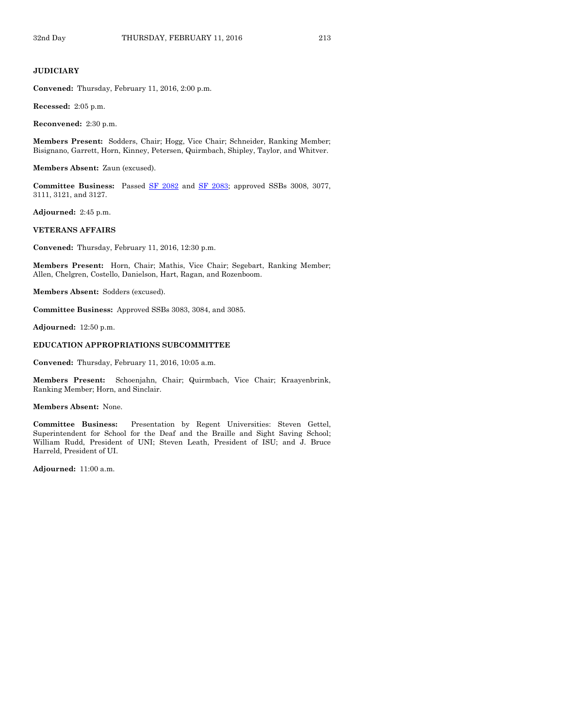### JUDICIARY

**Convened:** Thursday, February 11, 2016, 2:00 p.m.

**Recessed:** 2:05 p.m.

**Reconvened:** 2:30 p.m.

**Members Present:** Sodders, Chair; Hogg, Vice Chair; Schneider, Ranking Member; Bisignano, Garrett, Horn, Kinney, Petersen, Quirmbach, Shipley, Taylor, and Whitver.

**Members Absent:** Zaun (excused).

**Committee Business:** Passed SF 2082 and SF 2083; approved SSBs 3008, 3077, 3111, 3121, and 3127.

**Adjourned:** 2:45 p.m.

### VETERANS AFFAIRS

**Convened:** Thursday, February 11, 2016, 12:30 p.m.

**Members Present:** Horn, Chair; Mathis, Vice Chair; Segebart, Ranking Member; Allen, Chelgren, Costello, Danielson, Hart, Ragan, and Rozenboom.

**Members Absent:** Sodders (excused).

**Committee Business:** Approved SSBs 3083, 3084, and 3085.

**Adjourned:** 12:50 p.m.

### EDUCATION APPROPRIATIONS SUBCOMMITTEE

**Convened:** Thursday, February 11, 2016, 10:05 a.m.

**Members Present:** Schoenjahn, Chair; Quirmbach, Vice Chair; Kraayenbrink, Ranking Member; Horn, and Sinclair.

**Members Absent:** None.

**Committee Business:** Presentation by Regent Universities: Steven Gettel, Superintendent for School for the Deaf and the Braille and Sight Saving School; William Rudd, President of UNI; Steven Leath, President of ISU; and J. Bruce Harreld, President of UI.

**Adjourned:** 11:00 a.m.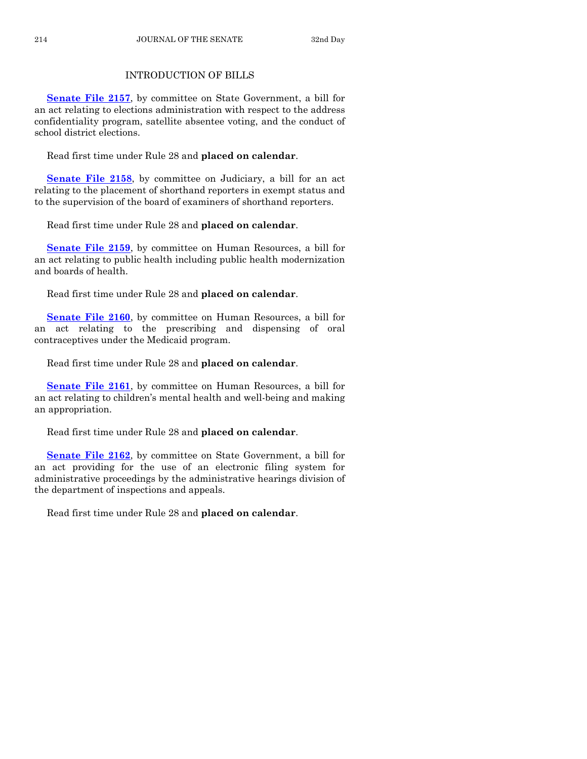## INTRODUCTION OF BILLS

**Senate File 2157**, by committee on State Government, a bill for an act relating to elections administration with respect to the address confidentiality program, satellite absentee voting, and the conduct of school district elections.

Read first time under Rule 28 and **placed on calendar**.

**Senate File 2158**, by committee on Judiciary, a bill for an act relating to the placement of shorthand reporters in exempt status and to the supervision of the board of examiners of shorthand reporters.

Read first time under Rule 28 and **placed on calendar**.

**Senate File 2159**, by committee on Human Resources, a bill for an act relating to public health including public health modernization and boards of health.

Read first time under Rule 28 and **placed on calendar**.

**Senate File 2160**, by committee on Human Resources, a bill for an act relating to the prescribing and dispensing of oral contraceptives under the Medicaid program.

Read first time under Rule 28 and **placed on calendar**.

**Senate File 2161**, by committee on Human Resources, a bill for an act relating to children's mental health and well-being and making an appropriation.

Read first time under Rule 28 and **placed on calendar**.

**Senate File 2162**, by committee on State Government, a bill for an act providing for the use of an electronic filing system for administrative proceedings by the administrative hearings division of the department of inspections and appeals.

Read first time under Rule 28 and **placed on calendar**.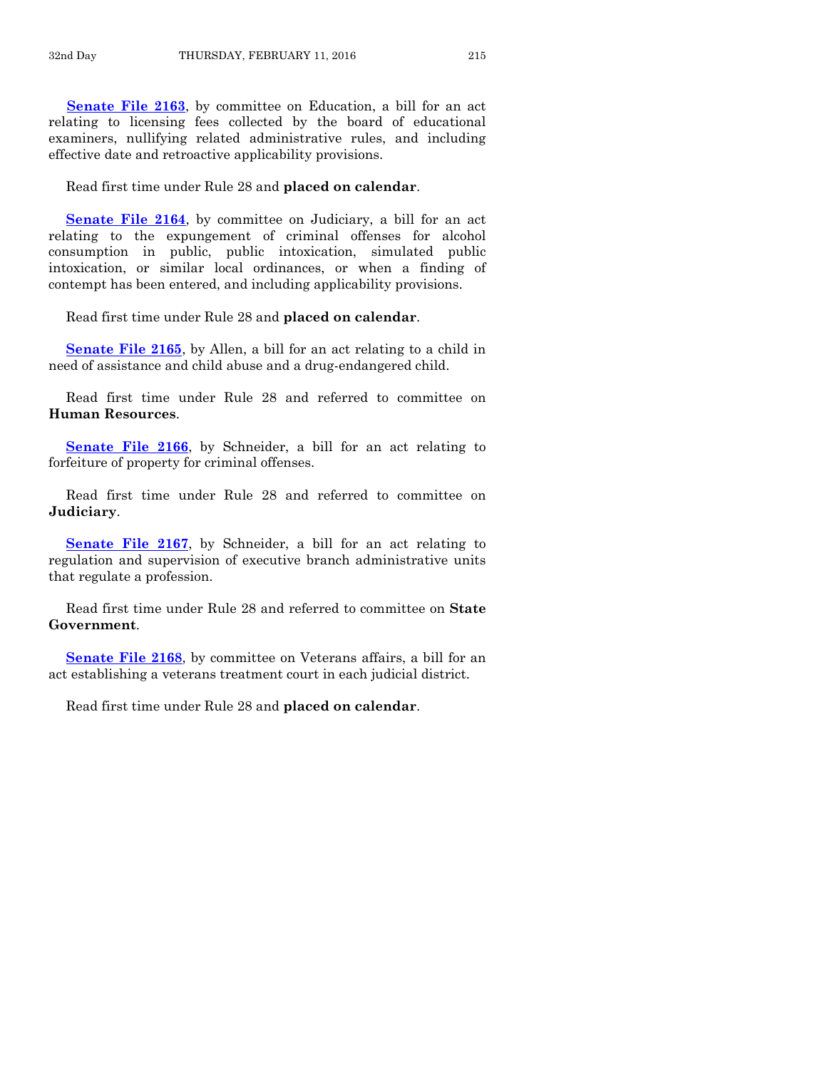**Senate File 2163**, by committee on Education, a bill for an act relating to licensing fees collected by the board of educational examiners, nullifying related administrative rules, and including effective date and retroactive applicability provisions.

Read first time under Rule 28 and **placed on calendar**.

**Senate File 2164**, by committee on Judiciary, a bill for an act relating to the expungement of criminal offenses for alcohol consumption in public, public intoxication, simulated public intoxication, or similar local ordinances, or when a finding of contempt has been entered, and including applicability provisions.

Read first time under Rule 28 and **placed on calendar**.

**Senate File 2165**, by Allen, a bill for an act relating to a child in need of assistance and child abuse and a drug-endangered child.

Read first time under Rule 28 and referred to committee on **Human Resources**.

**Senate File 2166**, by Schneider, a bill for an act relating to forfeiture of property for criminal offenses.

Read first time under Rule 28 and referred to committee on **Judiciary**.

**Senate File 2167**, by Schneider, a bill for an act relating to regulation and supervision of executive branch administrative units that regulate a profession.

Read first time under Rule 28 and referred to committee on **State Government**.

**Senate File 2168**, by committee on Veterans affairs, a bill for an act establishing a veterans treatment court in each judicial district.

Read first time under Rule 28 and **placed on calendar**.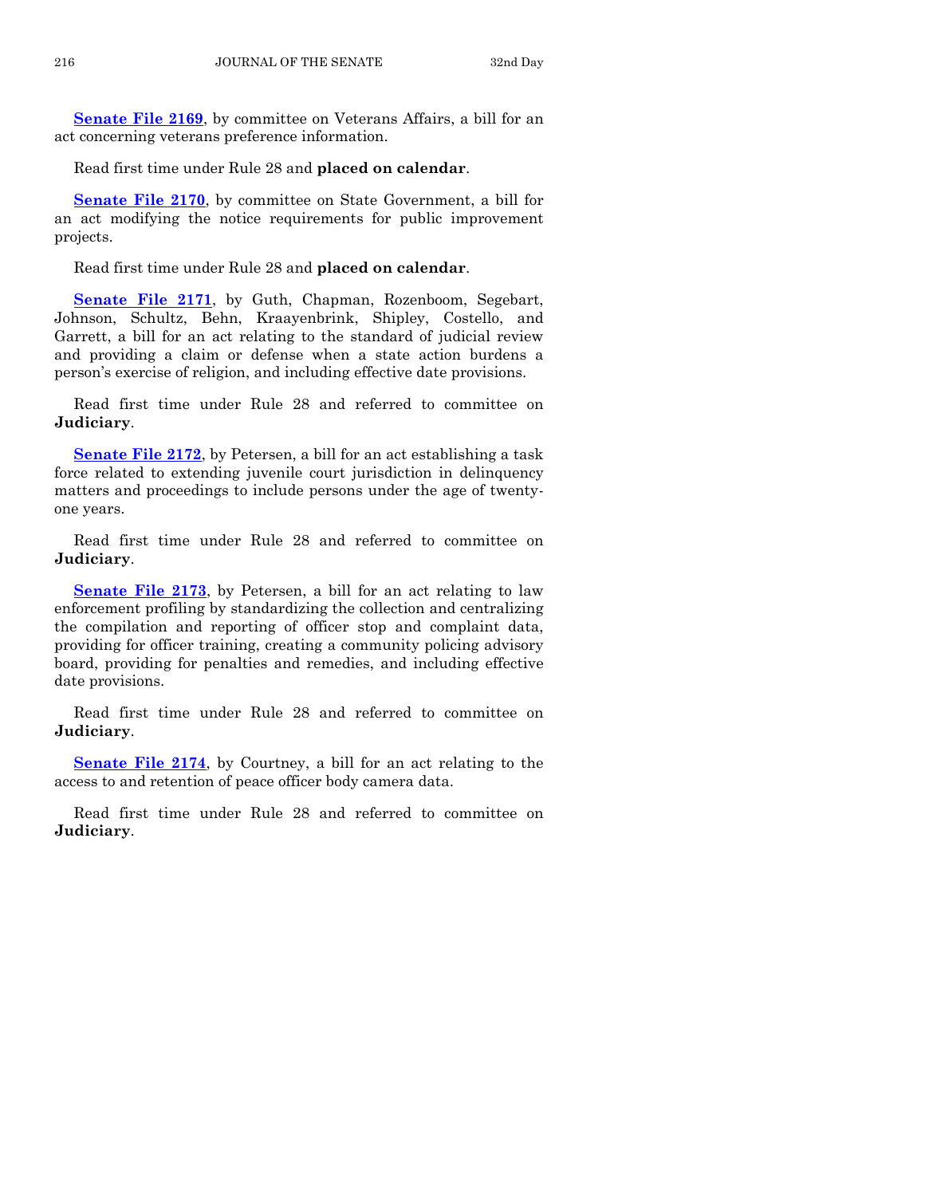**Senate File 2169**, by committee on Veterans Affairs, a bill for an act concerning veterans preference information.

Read first time under Rule 28 and **placed on calendar**.

**Senate File 2170**, by committee on State Government, a bill for an act modifying the notice requirements for public improvement projects.

Read first time under Rule 28 and **placed on calendar**.

**Senate File 2171**, by Guth, Chapman, Rozenboom, Segebart, Johnson, Schultz, Behn, Kraayenbrink, Shipley, Costello, and Garrett, a bill for an act relating to the standard of judicial review and providing a claim or defense when a state action burdens a person's exercise of religion, and including effective date provisions.

Read first time under Rule 28 and referred to committee on **Judiciary**.

**Senate File 2172**, by Petersen, a bill for an act establishing a task force related to extending juvenile court jurisdiction in delinquency matters and proceedings to include persons under the age of twenty-one years.

Read first time under Rule 28 and referred to committee on **Judiciary**.

**Senate File 2173**, by Petersen, a bill for an act relating to law enforcement profiling by standardizing the collection and centralizing the compilation and reporting of officer stop and complaint data, providing for officer training, creating a community policing advisory board, providing for penalties and remedies, and including effective date provisions.

Read first time under Rule 28 and referred to committee on **Judiciary**.

**Senate File 2174**, by Courtney, a bill for an act relating to the access to and retention of peace officer body camera data.

Read first time under Rule 28 and referred to committee on **Judiciary**.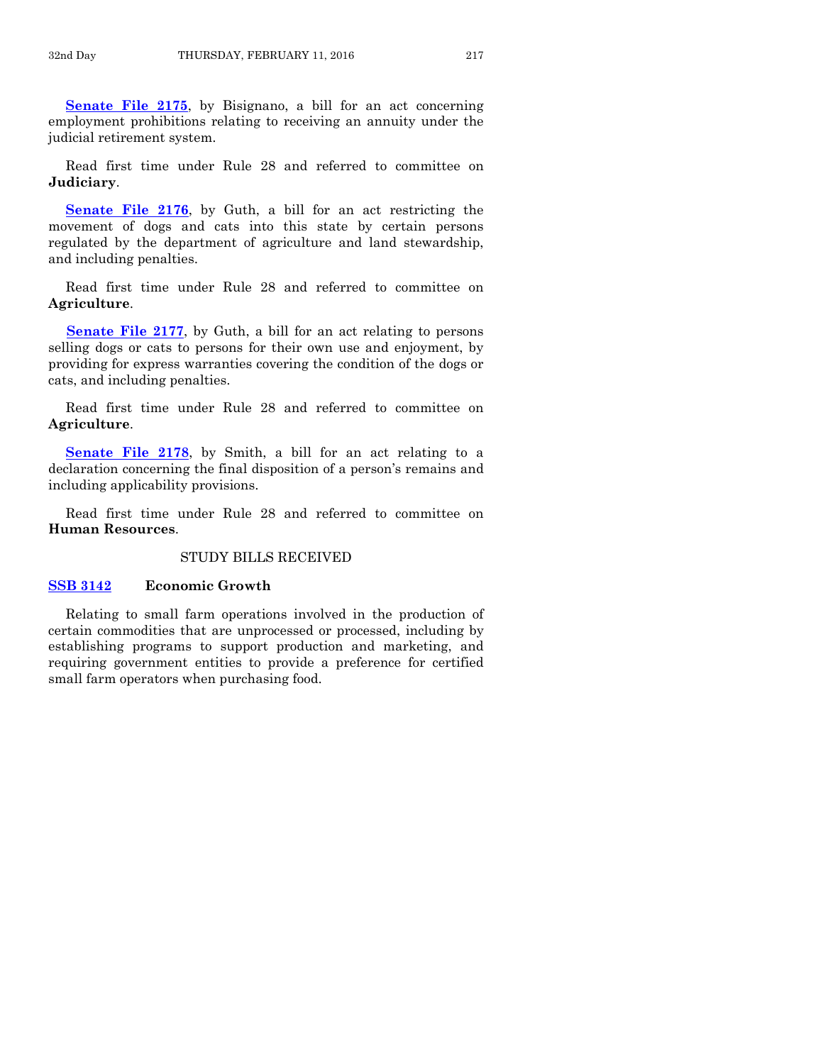**Senate File 2175**, by Bisignano, a bill for an act concerning employment prohibitions relating to receiving an annuity under the judicial retirement system.

Read first time under Rule 28 and referred to committee on **Judiciary**.

**Senate File 2176**, by Guth, a bill for an act restricting the movement of dogs and cats into this state by certain persons regulated by the department of agriculture and land stewardship, and including penalties.

Read first time under Rule 28 and referred to committee on **Agriculture**.

**Senate File 2177**, by Guth, a bill for an act relating to persons selling dogs or cats to persons for their own use and enjoyment, by providing for express warranties covering the condition of the dogs or cats, and including penalties.

Read first time under Rule 28 and referred to committee on **Agriculture**.

**Senate File 2178**, by Smith, a bill for an act relating to a declaration concerning the final disposition of a person's remains and including applicability provisions.

Read first time under Rule 28 and referred to committee on **Human Resources**.

## STUDY BILLS RECEIVED

**SSB 3142** **Economic Growth**

Relating to small farm operations involved in the production of certain commodities that are unprocessed or processed, including by establishing programs to support production and marketing, and requiring government entities to provide a preference for certified small farm operators when purchasing food.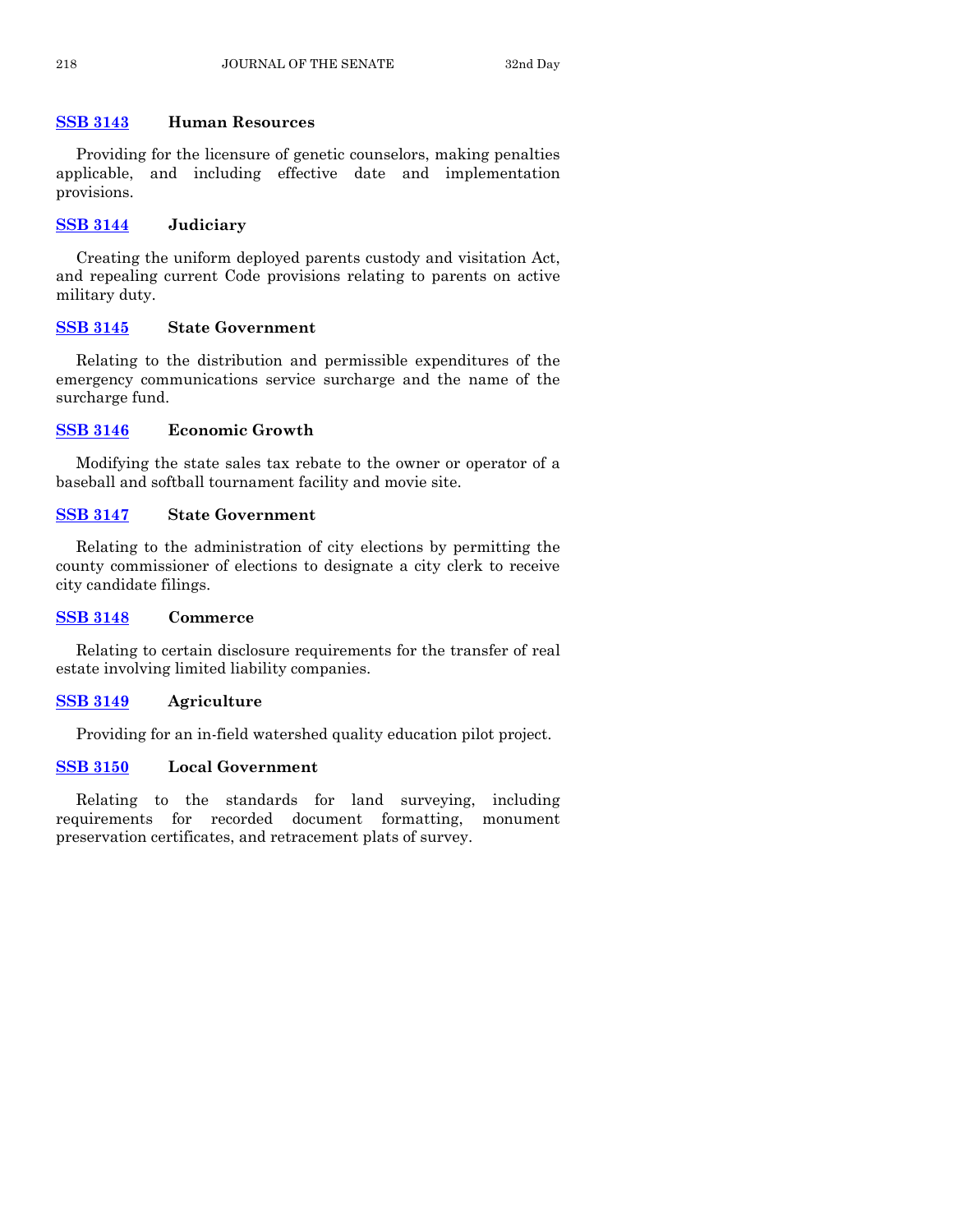**SSB 3143** **Human Resources**

Providing for the licensure of genetic counselors, making penalties applicable, and including effective date and implementation provisions.

**SSB 3144** **Judiciary**

Creating the uniform deployed parents custody and visitation Act, and repealing current Code provisions relating to parents on active military duty.

**SSB 3145** **State Government**

Relating to the distribution and permissible expenditures of the emergency communications service surcharge and the name of the surcharge fund.

**SSB 3146** **Economic Growth**

Modifying the state sales tax rebate to the owner or operator of a baseball and softball tournament facility and movie site.

**SSB 3147** **State Government**

Relating to the administration of city elections by permitting the county commissioner of elections to designate a city clerk to receive city candidate filings.

**SSB 3148** **Commerce**

Relating to certain disclosure requirements for the transfer of real estate involving limited liability companies.

**SSB 3149** **Agriculture**

Providing for an in-field watershed quality education pilot project.

**SSB 3150** **Local Government**

Relating to the standards for land surveying, including requirements for recorded document formatting, monument preservation certificates, and retracement plats of survey.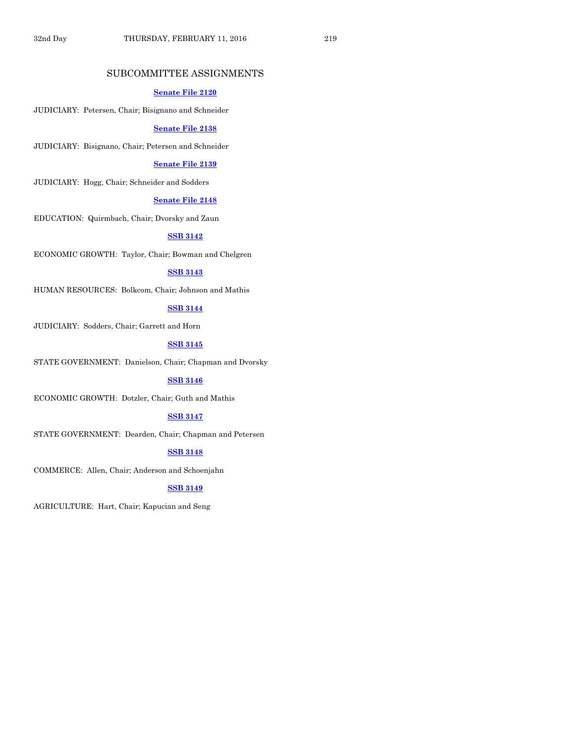## SUBCOMMITTEE ASSIGNMENTS

**Senate File 2120**

JUDICIARY: Petersen, Chair; Bisignano and Schneider

**Senate File 2138**

JUDICIARY: Bisignano, Chair; Petersen and Schneider

**Senate File 2139**

JUDICIARY: Hogg, Chair; Schneider and Sodders

**Senate File 2148**

EDUCATION: Quirmbach, Chair; Dvorsky and Zaun

**SSB 3142**

ECONOMIC GROWTH: Taylor, Chair; Bowman and Chelgren

**SSB 3143**

HUMAN RESOURCES: Bolkcom, Chair; Johnson and Mathis

**SSB 3144**

JUDICIARY: Sodders, Chair; Garrett and Horn

**SSB 3145**

STATE GOVERNMENT: Danielson, Chair; Chapman and Dvorsky

**SSB 3146**

ECONOMIC GROWTH: Dotzler, Chair; Guth and Mathis

**SSB 3147**

STATE GOVERNMENT: Dearden, Chair; Chapman and Petersen

**SSB 3148**

COMMERCE: Allen, Chair; Anderson and Schoenjahn

**SSB 3149**

AGRICULTURE: Hart, Chair; Kapucian and Seng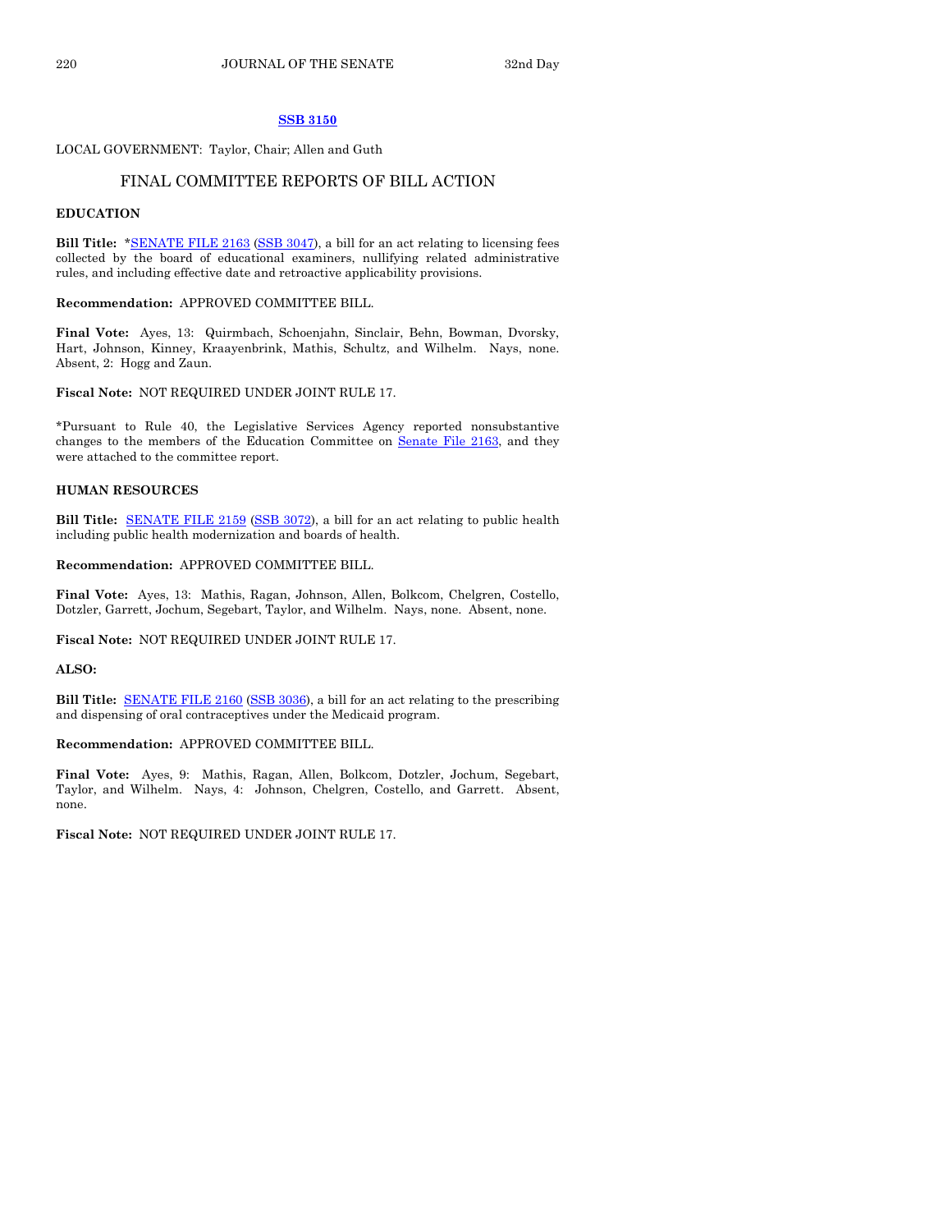**SSB 3150**

LOCAL GOVERNMENT: Taylor, Chair; Allen and Guth

## FINAL COMMITTEE REPORTS OF BILL ACTION

### EDUCATION

**Bill Title:** *SENATE FILE 2163 (SSB 3047), a bill for an act relating to licensing fees collected by the board of educational examiners, nullifying related administrative rules, and including effective date and retroactive applicability provisions.

**Recommendation:** APPROVED COMMITTEE BILL.

**Final Vote:** Ayes, 13: Quirmbach, Schoenjahn, Sinclair, Behn, Bowman, Dvorsky, Hart, Johnson, Kinney, Kraayenbrink, Mathis, Schultz, and Wilhelm. Nays, none. Absent, 2: Hogg and Zaun.

**Fiscal Note:** NOT REQUIRED UNDER JOINT RULE 17.

*Pursuant to Rule 40, the Legislative Services Agency reported nonsubstantive changes to the members of the Education Committee on Senate File 2163, and they were attached to the committee report.

### HUMAN RESOURCES

**Bill Title:** SENATE FILE 2159 (SSB 3072), a bill for an act relating to public health including public health modernization and boards of health.

**Recommendation:** APPROVED COMMITTEE BILL.

**Final Vote:** Ayes, 13: Mathis, Ragan, Johnson, Allen, Bolkcom, Chelgren, Costello, Dotzler, Garrett, Jochum, Segebart, Taylor, and Wilhelm. Nays, none. Absent, none.

**Fiscal Note:** NOT REQUIRED UNDER JOINT RULE 17.

**ALSO:**

**Bill Title:** SENATE FILE 2160 (SSB 3036), a bill for an act relating to the prescribing and dispensing of oral contraceptives under the Medicaid program.

**Recommendation:** APPROVED COMMITTEE BILL.

**Final Vote:** Ayes, 9: Mathis, Ragan, Allen, Bolkcom, Dotzler, Jochum, Segebart, Taylor, and Wilhelm. Nays, 4: Johnson, Chelgren, Costello, and Garrett. Absent, none.

**Fiscal Note:** NOT REQUIRED UNDER JOINT RULE 17.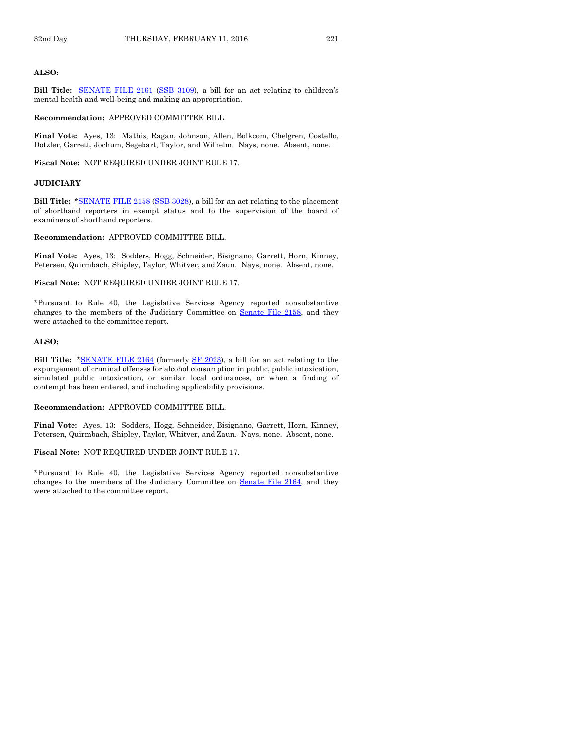**ALSO:**

**Bill Title:** SENATE FILE 2161 (SSB 3109), a bill for an act relating to children's mental health and well-being and making an appropriation.

**Recommendation:** APPROVED COMMITTEE BILL.

**Final Vote:** Ayes, 13: Mathis, Ragan, Johnson, Allen, Bolkcom, Chelgren, Costello, Dotzler, Garrett, Jochum, Segebart, Taylor, and Wilhelm. Nays, none. Absent, none.

**Fiscal Note:** NOT REQUIRED UNDER JOINT RULE 17.

**JUDICIARY**

**Bill Title:** *SENATE FILE 2158 (SSB 3028), a bill for an act relating to the placement of shorthand reporters in exempt status and to the supervision of the board of examiners of shorthand reporters.

**Recommendation:** APPROVED COMMITTEE BILL.

**Final Vote:** Ayes, 13: Sodders, Hogg, Schneider, Bisignano, Garrett, Horn, Kinney, Petersen, Quirmbach, Shipley, Taylor, Whitver, and Zaun. Nays, none. Absent, none.

**Fiscal Note:** NOT REQUIRED UNDER JOINT RULE 17.

*Pursuant to Rule 40, the Legislative Services Agency reported nonsubstantive changes to the members of the Judiciary Committee on Senate File 2158, and they were attached to the committee report.

**ALSO:**

**Bill Title:** *SENATE FILE 2164 (formerly SF 2023), a bill for an act relating to the expungement of criminal offenses for alcohol consumption in public, public intoxication, simulated public intoxication, or similar local ordinances, or when a finding of contempt has been entered, and including applicability provisions.

**Recommendation:** APPROVED COMMITTEE BILL.

**Final Vote:** Ayes, 13: Sodders, Hogg, Schneider, Bisignano, Garrett, Horn, Kinney, Petersen, Quirmbach, Shipley, Taylor, Whitver, and Zaun. Nays, none. Absent, none.

**Fiscal Note:** NOT REQUIRED UNDER JOINT RULE 17.

*Pursuant to Rule 40, the Legislative Services Agency reported nonsubstantive changes to the members of the Judiciary Committee on Senate File 2164, and they were attached to the committee report.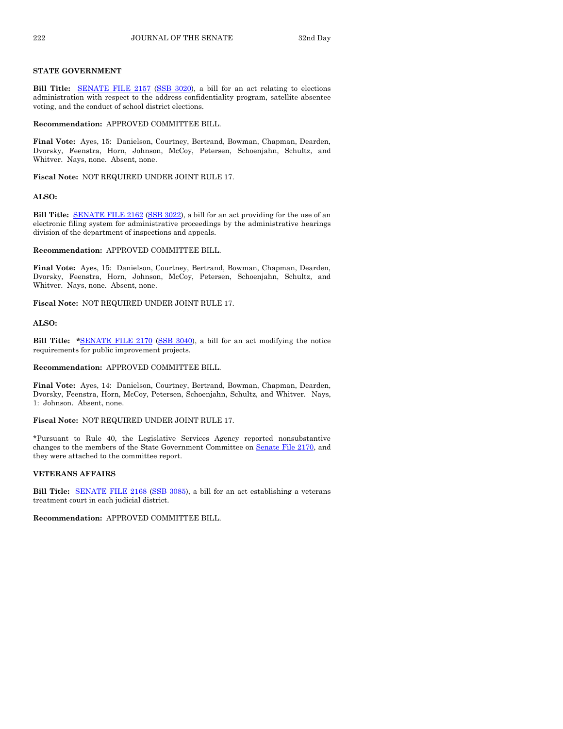**STATE GOVERNMENT**

**Bill Title:** SENATE FILE 2157 (SSB 3020), a bill for an act relating to elections administration with respect to the address confidentiality program, satellite absentee voting, and the conduct of school district elections.

**Recommendation:** APPROVED COMMITTEE BILL.

**Final Vote:** Ayes, 15: Danielson, Courtney, Bertrand, Bowman, Chapman, Dearden, Dvorsky, Feenstra, Horn, Johnson, McCoy, Petersen, Schoenjahn, Schultz, and Whitver. Nays, none. Absent, none.

**Fiscal Note:** NOT REQUIRED UNDER JOINT RULE 17.

**ALSO:**

**Bill Title:** SENATE FILE 2162 (SSB 3022), a bill for an act providing for the use of an electronic filing system for administrative proceedings by the administrative hearings division of the department of inspections and appeals.

**Recommendation:** APPROVED COMMITTEE BILL.

**Final Vote:** Ayes, 15: Danielson, Courtney, Bertrand, Bowman, Chapman, Dearden, Dvorsky, Feenstra, Horn, Johnson, McCoy, Petersen, Schoenjahn, Schultz, and Whitver. Nays, none. Absent, none.

**Fiscal Note:** NOT REQUIRED UNDER JOINT RULE 17.

**ALSO:**

**Bill Title:** ***SENATE FILE 2170** (SSB 3040), a bill for an act modifying the notice requirements for public improvement projects.

**Recommendation:** APPROVED COMMITTEE BILL.

**Final Vote:** Ayes, 14: Danielson, Courtney, Bertrand, Bowman, Chapman, Dearden, Dvorsky, Feenstra, Horn, McCoy, Petersen, Schoenjahn, Schultz, and Whitver. Nays, 1: Johnson. Absent, none.

**Fiscal Note:** NOT REQUIRED UNDER JOINT RULE 17.

*Pursuant to Rule 40, the Legislative Services Agency reported nonsubstantive changes to the members of the State Government Committee on Senate File 2170, and they were attached to the committee report.

**VETERANS AFFAIRS**

**Bill Title:** SENATE FILE 2168 (SSB 3085), a bill for an act establishing a veterans treatment court in each judicial district.

**Recommendation:** APPROVED COMMITTEE BILL.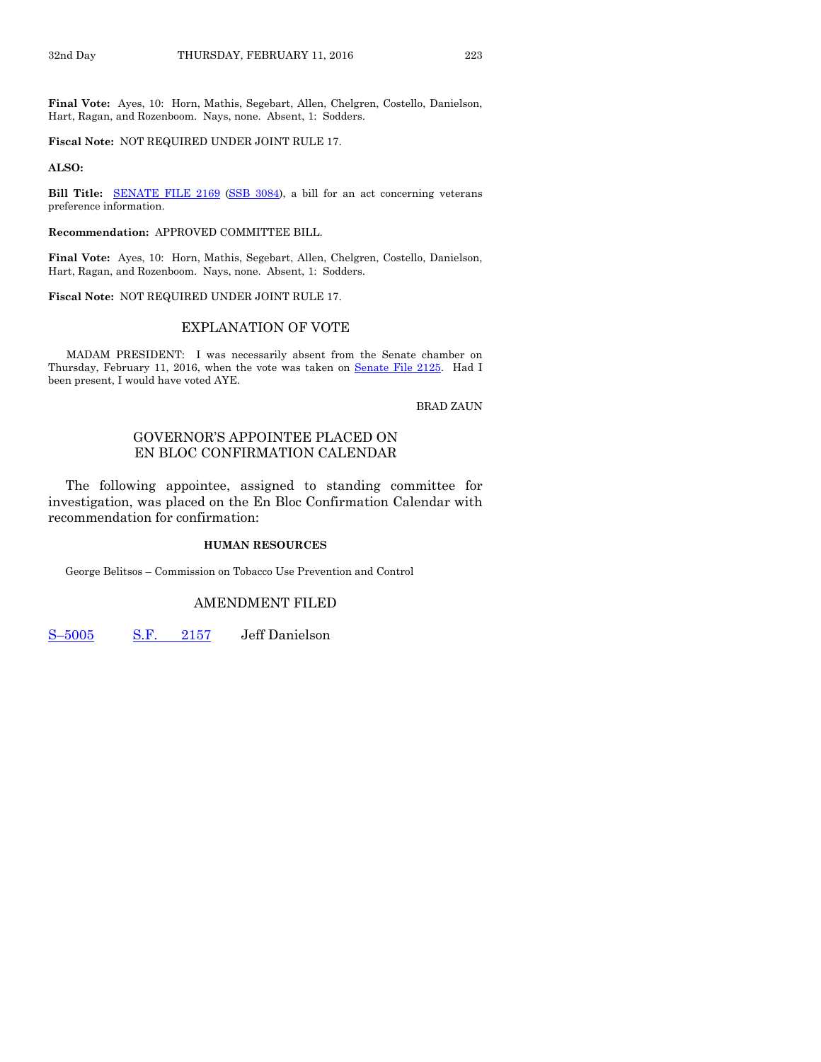**Final Vote:** Ayes, 10: Horn, Mathis, Segebart, Allen, Chelgren, Costello, Danielson, Hart, Ragan, and Rozenboom. Nays, none. Absent, 1: Sodders.

**Fiscal Note:** NOT REQUIRED UNDER JOINT RULE 17.

**ALSO:**

**Bill Title:** SENATE FILE 2169 (SSB 3084), a bill for an act concerning veterans preference information.

**Recommendation:** APPROVED COMMITTEE BILL.

**Final Vote:** Ayes, 10: Horn, Mathis, Segebart, Allen, Chelgren, Costello, Danielson, Hart, Ragan, and Rozenboom. Nays, none. Absent, 1: Sodders.

**Fiscal Note:** NOT REQUIRED UNDER JOINT RULE 17.

## EXPLANATION OF VOTE

MADAM PRESIDENT: I was necessarily absent from the Senate chamber on Thursday, February 11, 2016, when the vote was taken on Senate File 2125. Had I been present, I would have voted AYE.

BRAD ZAUN

## GOVERNOR'S APPOINTEE PLACED ON EN BLOC CONFIRMATION CALENDAR

The following appointee, assigned to standing committee for investigation, was placed on the En Bloc Confirmation Calendar with recommendation for confirmation:

**HUMAN RESOURCES**

George Belitsos – Commission on Tobacco Use Prevention and Control

## AMENDMENT FILED

S–5005 S.F. 2157 Jeff Danielson